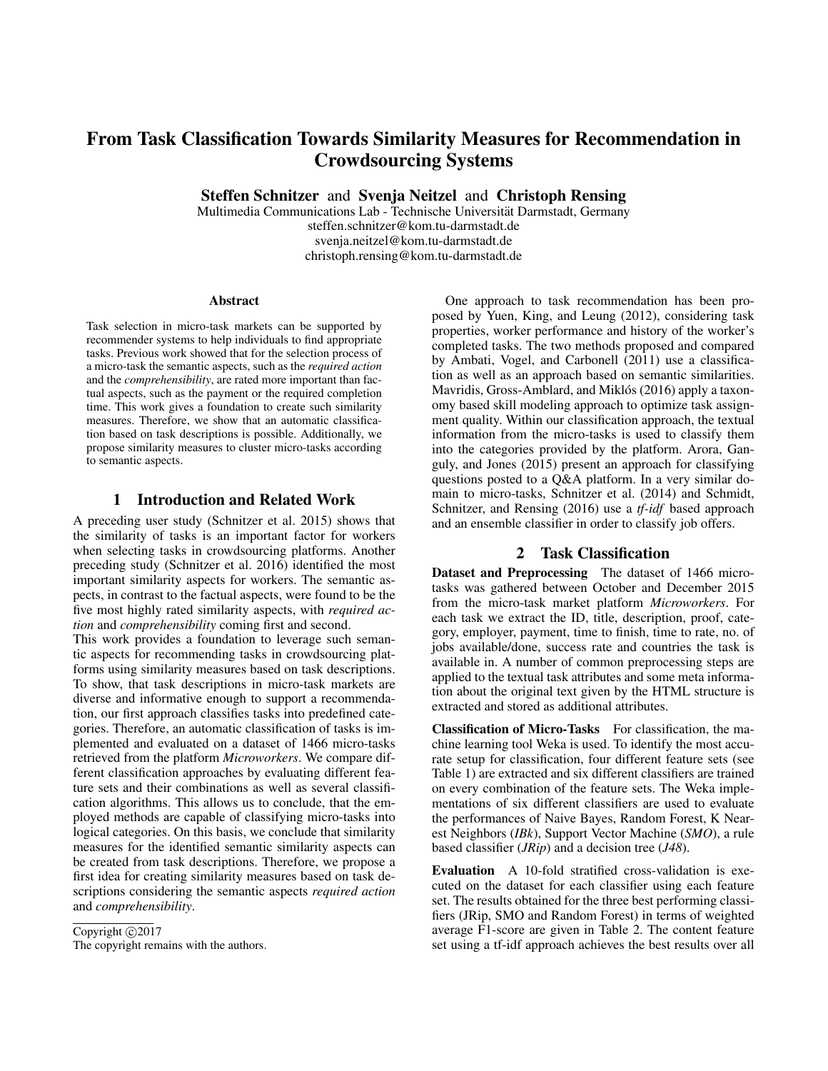# From Task Classification Towards Similarity Measures for Recommendation in Crowdsourcing Systems

**Steffen Schnitzer** and **Svenja Neitzel** and **Christoph Rensing**

Multimedia Communications Lab - Technische Universität Darmstadt, Germany
steffen.schnitzer@kom.tu-darmstadt.de
svenja.neitzel@kom.tu-darmstadt.de
christoph.rensing@kom.tu-darmstadt.de

### Abstract

Task selection in micro-task markets can be supported by recommender systems to help individuals to find appropriate tasks. Previous work showed that for the selection process of a micro-task the semantic aspects, such as the *required action* and the *comprehensibility*, are rated more important than factual aspects, such as the payment or the required completion time. This work gives a foundation to create such similarity measures. Therefore, we show that an automatic classification based on task descriptions is possible. Additionally, we propose similarity measures to cluster micro-tasks according to semantic aspects.

## 1 Introduction and Related Work

A preceding user study (Schnitzer et al. 2015) shows that the similarity of tasks is an important factor for workers when selecting tasks in crowdsourcing platforms. Another preceding study (Schnitzer et al. 2016) identified the most important similarity aspects for workers. The semantic aspects, in contrast to the factual aspects, were found to be the five most highly rated similarity aspects, with *required action* and *comprehensibility* coming first and second.

This work provides a foundation to leverage such semantic aspects for recommending tasks in crowdsourcing platforms using similarity measures based on task descriptions. To show, that task descriptions in micro-task markets are diverse and informative enough to support a recommendation, our first approach classifies tasks into predefined categories. Therefore, an automatic classification of tasks is implemented and evaluated on a dataset of 1466 micro-tasks retrieved from the platform *Microworkers*. We compare different classification approaches by evaluating different feature sets and their combinations as well as several classification algorithms. This allows us to conclude, that the employed methods are capable of classifying micro-tasks into logical categories. On this basis, we conclude that similarity measures for the identified semantic similarity aspects can be created from task descriptions. Therefore, we propose a first idea for creating similarity measures based on task descriptions considering the semantic aspects *required action* and *comprehensibility*.

Copyright ©2017
The copyright remains with the authors.

One approach to task recommendation has been proposed by Yuen, King, and Leung (2012), considering task properties, worker performance and history of the worker's completed tasks. The two methods proposed and compared by Ambati, Vogel, and Carbonell (2011) use a classification as well as an approach based on semantic similarities. Mavridis, Gross-Amblard, and Miklós (2016) apply a taxonomy based skill modeling approach to optimize task assignment quality. Within our classification approach, the textual information from the micro-tasks is used to classify them into the categories provided by the platform. Arora, Ganguly, and Jones (2015) present an approach for classifying questions posted to a Q&A platform. In a very similar domain to micro-tasks, Schnitzer et al. (2014) and Schmidt, Schnitzer, and Rensing (2016) use a *tf-idf* based approach and an ensemble classifier in order to classify job offers.

## 2 Task Classification

**Dataset and Preprocessing** The dataset of 1466 micro-tasks was gathered between October and December 2015 from the micro-task market platform *Microworkers*. For each task we extract the ID, title, description, proof, category, employer, payment, time to finish, time to rate, no. of jobs available/done, success rate and countries the task is available in. A number of common preprocessing steps are applied to the textual task attributes and some meta information about the original text given by the HTML structure is extracted and stored as additional attributes.

**Classification of Micro-Tasks** For classification, the machine learning tool Weka is used. To identify the most accurate setup for classification, four different feature sets (see Table 1) are extracted and six different classifiers are trained on every combination of the feature sets. The Weka implementations of six different classifiers are used to evaluate the performances of Naive Bayes, Random Forest, K Nearest Neighbors (*IBk*), Support Vector Machine (*SMO*), a rule based classifier (*JRip*) and a decision tree (*J48*).

**Evaluation** A 10-fold stratified cross-validation is executed on the dataset for each classifier using each feature set. The results obtained for the three best performing classifiers (JRip, SMO and Random Forest) in terms of weighted average F1-score are given in Table 2. The content feature set using a tf-idf approach achieves the best results over all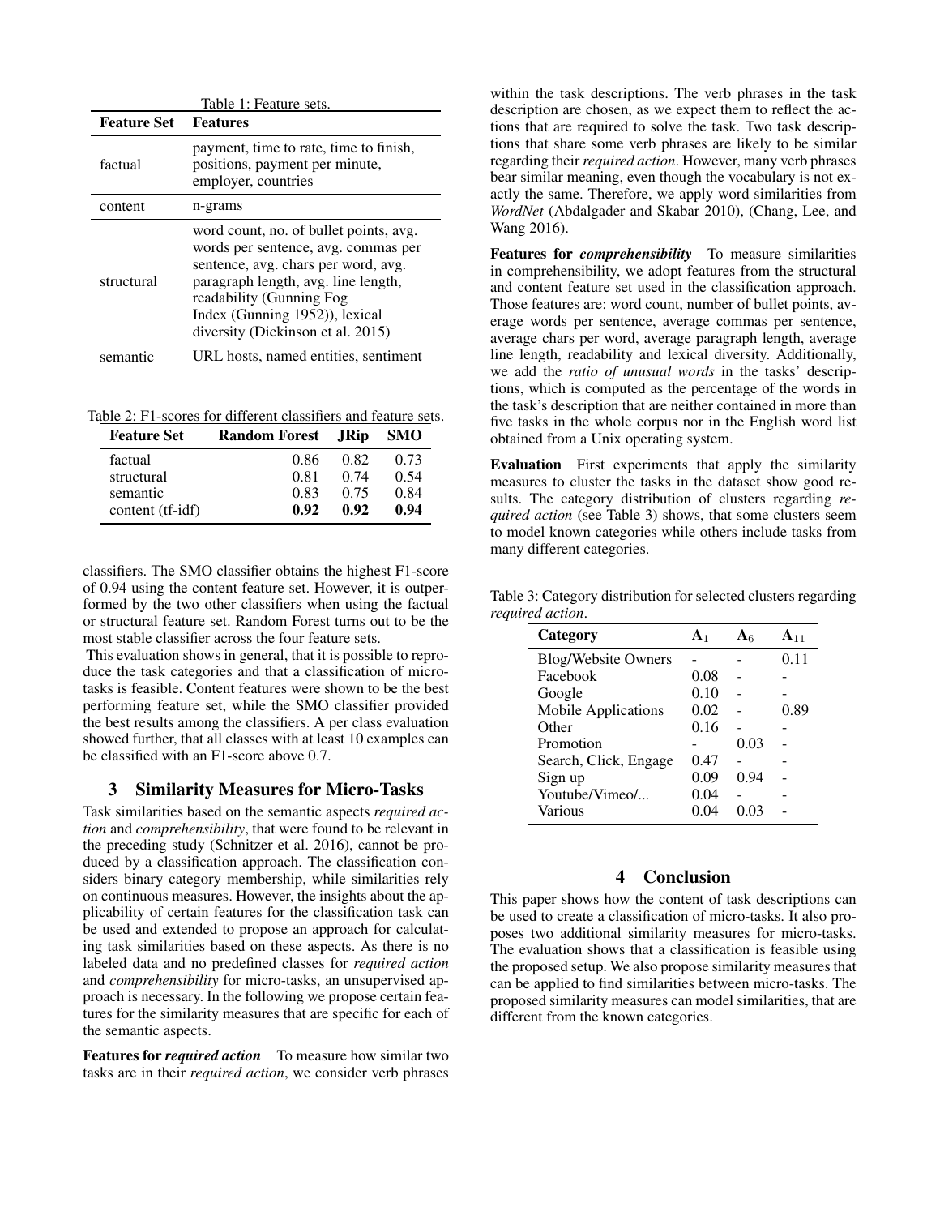Table 1: Feature sets.

| Feature Set | Features |
|---|---|
| factual | payment, time to rate, time to finish, positions, payment per minute, employer, countries |
| content | n-grams |
| structural | word count, no. of bullet points, avg. words per sentence, avg. commas per sentence, avg. chars per word, avg. paragraph length, avg. line length, readability (Gunning Fog Index (Gunning 1952)), lexical diversity (Dickinson et al. 2015) |
| semantic | URL hosts, named entities, sentiment |

Table 2: F1-scores for different classifiers and feature sets.

| Feature Set | Random Forest | JRip | SMO |
|---|---|---|---|
| factual | 0.86 | 0.82 | 0.73 |
| structural | 0.81 | 0.74 | 0.54 |
| semantic | 0.83 | 0.75 | 0.84 |
| content (tf-idf) | **0.92** | **0.92** | **0.94** |

classifiers. The SMO classifier obtains the highest F1-score of 0.94 using the content feature set. However, it is outperformed by the two other classifiers when using the factual or structural feature set. Random Forest turns out to be the most stable classifier across the four feature sets.

This evaluation shows in general, that it is possible to reproduce the task categories and that a classification of micro-tasks is feasible. Content features were shown to be the best performing feature set, while the SMO classifier provided the best results among the classifiers. A per class evaluation showed further, that all classes with at least 10 examples can be classified with an F1-score above 0.7.

## 3 Similarity Measures for Micro-Tasks

Task similarities based on the semantic aspects *required action* and *comprehensibility*, that were found to be relevant in the preceding study (Schnitzer et al. 2016), cannot be produced by a classification approach. The classification considers binary category membership, while similarities rely on continuous measures. However, the insights about the applicability of certain features for the classification task can be used and extended to propose an approach for calculating task similarities based on these aspects. As there is no labeled data and no predefined classes for *required action* and *comprehensibility* for micro-tasks, an unsupervised approach is necessary. In the following we propose certain features for the similarity measures that are specific for each of the semantic aspects.

**Features for *required action*** To measure how similar two tasks are in their *required action*, we consider verb phrases within the task descriptions. The verb phrases in the task description are chosen, as we expect them to reflect the actions that are required to solve the task. Two task descriptions that share some verb phrases are likely to be similar regarding their *required action*. However, many verb phrases bear similar meaning, even though the vocabulary is not exactly the same. Therefore, we apply word similarities from *WordNet* (Abdalgader and Skabar 2010), (Chang, Lee, and Wang 2016).

**Features for *comprehensibility*** To measure similarities in comprehensibility, we adopt features from the structural and content feature set used in the classification approach. Those features are: word count, number of bullet points, average words per sentence, average commas per sentence, average chars per word, average paragraph length, average line length, readability and lexical diversity. Additionally, we add the *ratio of unusual words* in the tasks' descriptions, which is computed as the percentage of the words in the task's description that are neither contained in more than five tasks in the whole corpus nor in the English word list obtained from a Unix operating system.

**Evaluation** First experiments that apply the similarity measures to cluster the tasks in the dataset show good results. The category distribution of clusters regarding *required action* (see Table 3) shows, that some clusters seem to model known categories while others include tasks from many different categories.

Table 3: Category distribution for selected clusters regarding *required action*.

| Category | $\mathbf{A}_1$ | $\mathbf{A}_6$ | $\mathbf{A}_{11}$ |
|---|---|---|---|
| Blog/Website Owners | - | - | 0.11 |
| Facebook | 0.08 | - | - |
| Google | 0.10 | - | - |
| Mobile Applications | 0.02 | - | 0.89 |
| Other | 0.16 | - | - |
| Promotion | - | 0.03 | - |
| Search, Click, Engage | 0.47 | - | - |
| Sign up | 0.09 | 0.94 | - |
| Youtube/Vimeo/... | 0.04 | - | - |
| Various | 0.04 | 0.03 | - |

## 4 Conclusion

This paper shows how the content of task descriptions can be used to create a classification of micro-tasks. It also proposes two additional similarity measures for micro-tasks. The evaluation shows that a classification is feasible using the proposed setup. We also propose similarity measures that can be applied to find similarities between micro-tasks. The proposed similarity measures can model similarities, that are different from the known categories.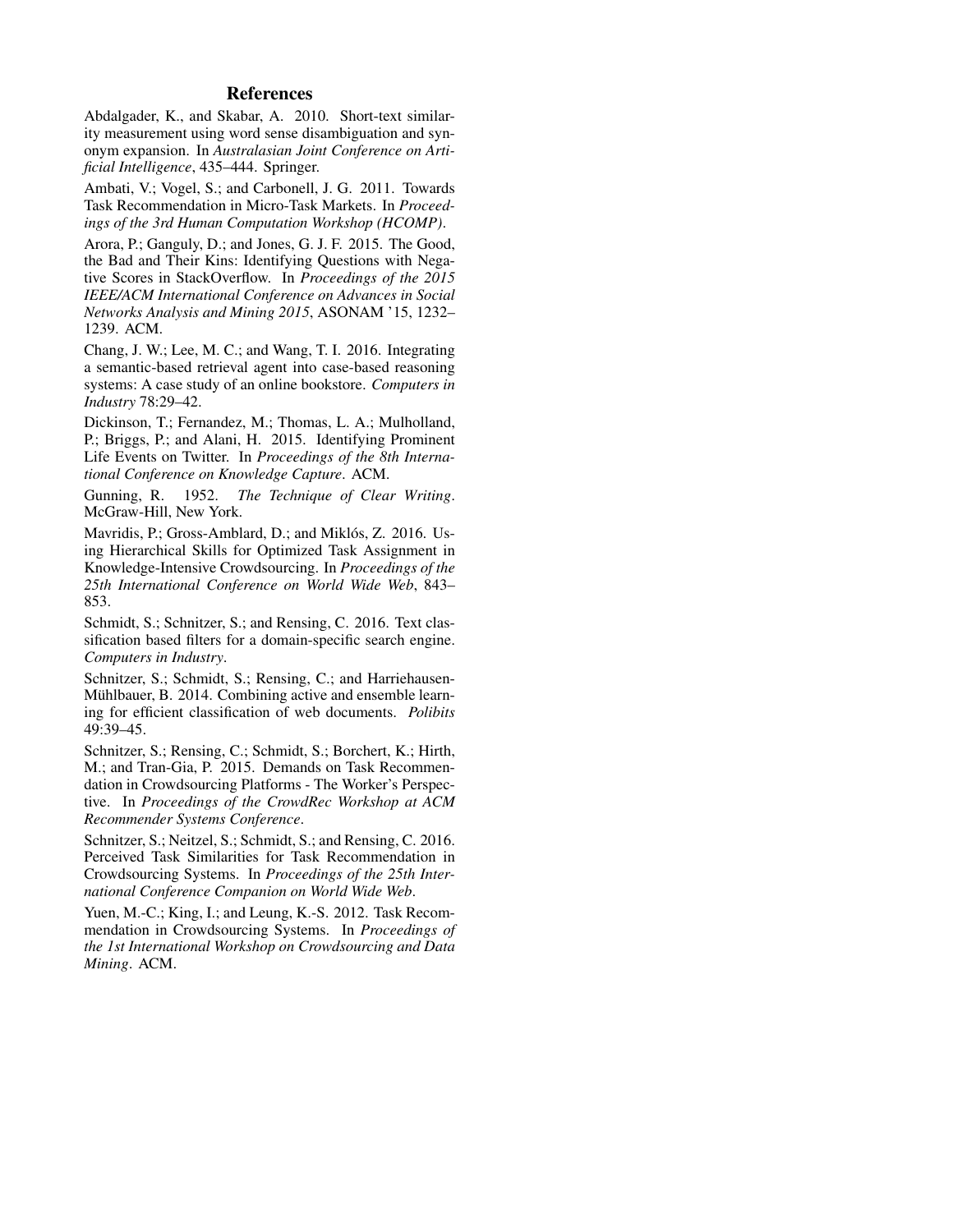## References

Abdalgader, K., and Skabar, A. 2010. Short-text similarity measurement using word sense disambiguation and synonym expansion. In *Australasian Joint Conference on Artificial Intelligence*, 435–444. Springer.

Ambati, V.; Vogel, S.; and Carbonell, J. G. 2011. Towards Task Recommendation in Micro-Task Markets. In *Proceedings of the 3rd Human Computation Workshop (HCOMP)*.

Arora, P.; Ganguly, D.; and Jones, G. J. F. 2015. The Good, the Bad and Their Kins: Identifying Questions with Negative Scores in StackOverflow. In *Proceedings of the 2015 IEEE/ACM International Conference on Advances in Social Networks Analysis and Mining 2015*, ASONAM '15, 1232–1239. ACM.

Chang, J. W.; Lee, M. C.; and Wang, T. I. 2016. Integrating a semantic-based retrieval agent into case-based reasoning systems: A case study of an online bookstore. *Computers in Industry* 78:29–42.

Dickinson, T.; Fernandez, M.; Thomas, L. A.; Mulholland, P.; Briggs, P.; and Alani, H. 2015. Identifying Prominent Life Events on Twitter. In *Proceedings of the 8th International Conference on Knowledge Capture*. ACM.

Gunning, R. 1952. *The Technique of Clear Writing*. McGraw-Hill, New York.

Mavridis, P.; Gross-Amblard, D.; and Miklós, Z. 2016. Using Hierarchical Skills for Optimized Task Assignment in Knowledge-Intensive Crowdsourcing. In *Proceedings of the 25th International Conference on World Wide Web*, 843–853.

Schmidt, S.; Schnitzer, S.; and Rensing, C. 2016. Text classification based filters for a domain-specific search engine. *Computers in Industry*.

Schnitzer, S.; Schmidt, S.; Rensing, C.; and Harriehausen-Mühlbauer, B. 2014. Combining active and ensemble learning for efficient classification of web documents. *Polibits* 49:39–45.

Schnitzer, S.; Rensing, C.; Schmidt, S.; Borchert, K.; Hirth, M.; and Tran-Gia, P. 2015. Demands on Task Recommendation in Crowdsourcing Platforms - The Worker's Perspective. In *Proceedings of the CrowdRec Workshop at ACM Recommender Systems Conference*.

Schnitzer, S.; Neitzel, S.; Schmidt, S.; and Rensing, C. 2016. Perceived Task Similarities for Task Recommendation in Crowdsourcing Systems. In *Proceedings of the 25th International Conference Companion on World Wide Web*.

Yuen, M.-C.; King, I.; and Leung, K.-S. 2012. Task Recommendation in Crowdsourcing Systems. In *Proceedings of the 1st International Workshop on Crowdsourcing and Data Mining*. ACM.